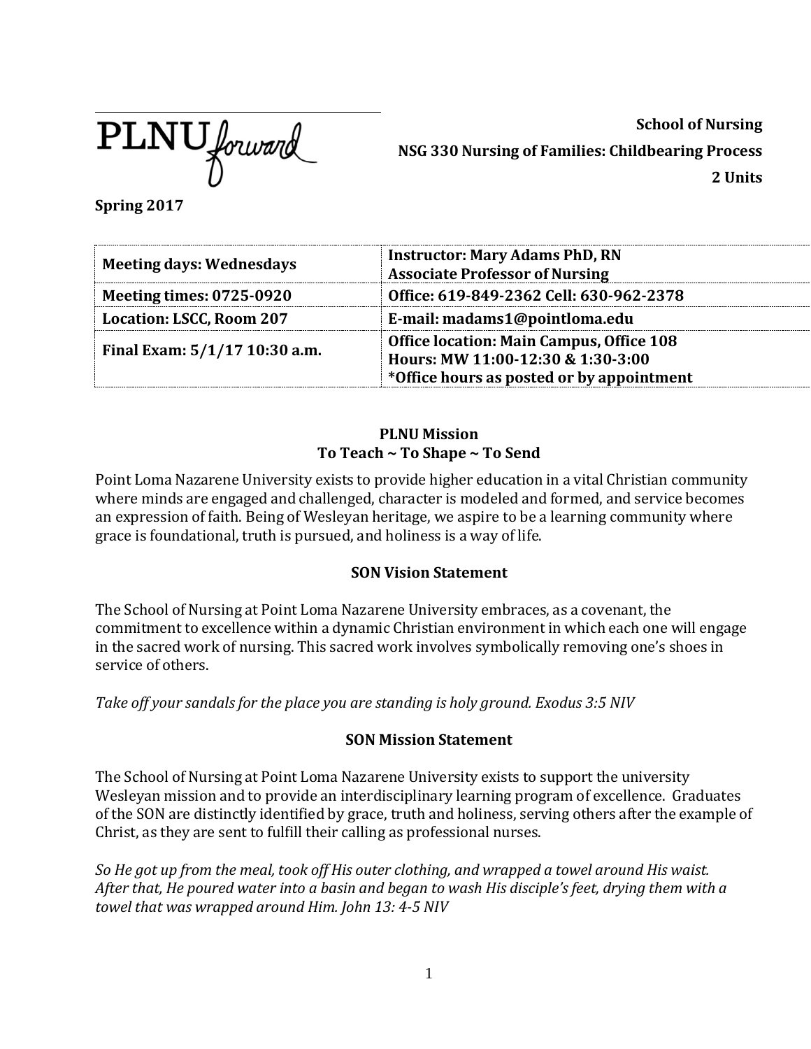PLNU *forward*

**School of Nursing**

**NSG 330 Nursing of Families: Childbearing Process**

**2 Units**

**Spring 2017**

| Meeting days: Wednesdays | Instructor: Mary Adams PhD, RN<br>Associate Professor of Nursing |
|---|---|
| Meeting times: 0725-0920 | Office: 619-849-2362 Cell: 630-962-2378 |
| Location: LSCC, Room 207 | E-mail: madams1@pointloma.edu |
| Final Exam: 5/1/17 10:30 a.m. | Office location: Main Campus, Office 108<br>Hours: MW 11:00-12:30 & 1:30-3:00<br>*Office hours as posted or by appointment |

## PLNU Mission
### To Teach ~ To Shape ~ To Send

Point Loma Nazarene University exists to provide higher education in a vital Christian community where minds are engaged and challenged, character is modeled and formed, and service becomes an expression of faith. Being of Wesleyan heritage, we aspire to be a learning community where grace is foundational, truth is pursued, and holiness is a way of life.

## SON Vision Statement

The School of Nursing at Point Loma Nazarene University embraces, as a covenant, the commitment to excellence within a dynamic Christian environment in which each one will engage in the sacred work of nursing. This sacred work involves symbolically removing one's shoes in service of others.

*Take off your sandals for the place you are standing is holy ground. Exodus 3:5 NIV*

## SON Mission Statement

The School of Nursing at Point Loma Nazarene University exists to support the university Wesleyan mission and to provide an interdisciplinary learning program of excellence. Graduates of the SON are distinctly identified by grace, truth and holiness, serving others after the example of Christ, as they are sent to fulfill their calling as professional nurses.

*So He got up from the meal, took off His outer clothing, and wrapped a towel around His waist. After that, He poured water into a basin and began to wash His disciple's feet, drying them with a towel that was wrapped around Him. John 13: 4-5 NIV*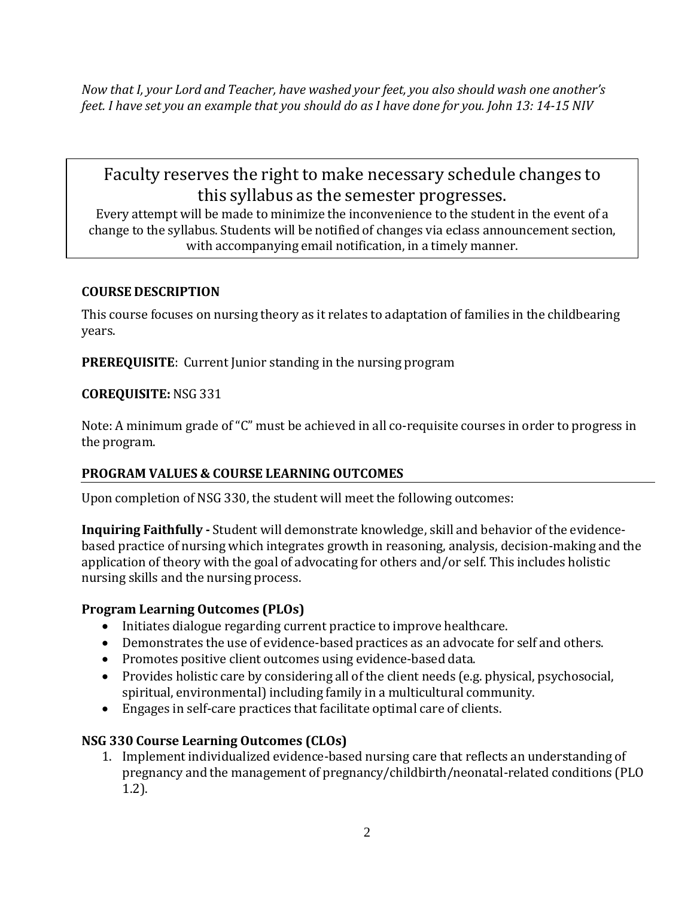*Now that I, your Lord and Teacher, have washed your feet, you also should wash one another's feet. I have set you an example that you should do as I have done for you. John 13: 14-15 NIV*

> Faculty reserves the right to make necessary schedule changes to this syllabus as the semester progresses.
>
> Every attempt will be made to minimize the inconvenience to the student in the event of a change to the syllabus. Students will be notified of changes via eclass announcement section, with accompanying email notification, in a timely manner.

## COURSE DESCRIPTION

This course focuses on nursing theory as it relates to adaptation of families in the childbearing years.

**PREREQUISITE**: Current Junior standing in the nursing program

**COREQUISITE:** NSG 331

Note: A minimum grade of "C" must be achieved in all co-requisite courses in order to progress in the program.

## PROGRAM VALUES & COURSE LEARNING OUTCOMES

Upon completion of NSG 330, the student will meet the following outcomes:

**Inquiring Faithfully -** Student will demonstrate knowledge, skill and behavior of the evidence-based practice of nursing which integrates growth in reasoning, analysis, decision-making and the application of theory with the goal of advocating for others and/or self. This includes holistic nursing skills and the nursing process.

### Program Learning Outcomes (PLOs)

- Initiates dialogue regarding current practice to improve healthcare.
- Demonstrates the use of evidence-based practices as an advocate for self and others.
- Promotes positive client outcomes using evidence-based data.
- Provides holistic care by considering all of the client needs (e.g. physical, psychosocial, spiritual, environmental) including family in a multicultural community.
- Engages in self-care practices that facilitate optimal care of clients.

### NSG 330 Course Learning Outcomes (CLOs)

1. Implement individualized evidence-based nursing care that reflects an understanding of pregnancy and the management of pregnancy/childbirth/neonatal-related conditions (PLO 1.2).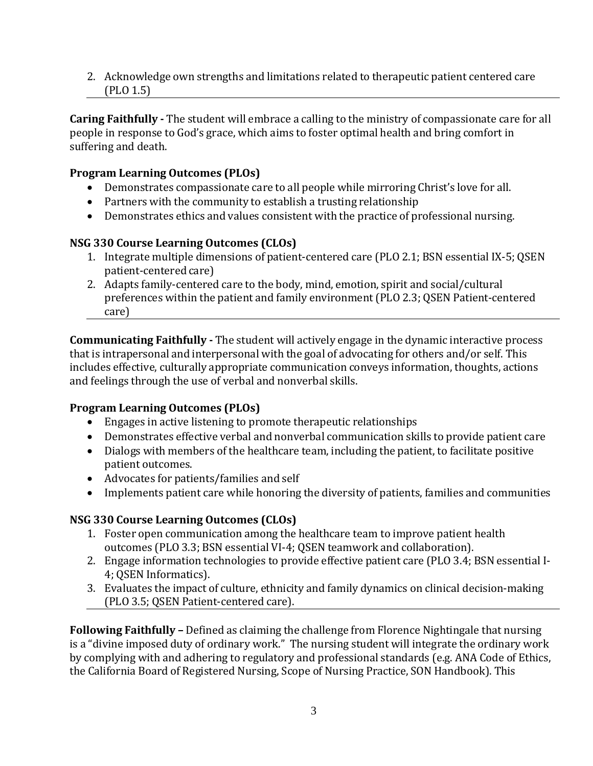2. Acknowledge own strengths and limitations related to therapeutic patient centered care (PLO 1.5)

---

**Caring Faithfully -** The student will embrace a calling to the ministry of compassionate care for all people in response to God's grace, which aims to foster optimal health and bring comfort in suffering and death.

**Program Learning Outcomes (PLOs)**

- Demonstrates compassionate care to all people while mirroring Christ's love for all.
- Partners with the community to establish a trusting relationship
- Demonstrates ethics and values consistent with the practice of professional nursing.

**NSG 330 Course Learning Outcomes (CLOs)**

1. Integrate multiple dimensions of patient-centered care (PLO 2.1; BSN essential IX-5; QSEN patient-centered care)
2. Adapts family-centered care to the body, mind, emotion, spirit and social/cultural preferences within the patient and family environment (PLO 2.3; QSEN Patient-centered care)

---

**Communicating Faithfully -** The student will actively engage in the dynamic interactive process that is intrapersonal and interpersonal with the goal of advocating for others and/or self. This includes effective, culturally appropriate communication conveys information, thoughts, actions and feelings through the use of verbal and nonverbal skills.

**Program Learning Outcomes (PLOs)**

- Engages in active listening to promote therapeutic relationships
- Demonstrates effective verbal and nonverbal communication skills to provide patient care
- Dialogs with members of the healthcare team, including the patient, to facilitate positive patient outcomes.
- Advocates for patients/families and self
- Implements patient care while honoring the diversity of patients, families and communities

**NSG 330 Course Learning Outcomes (CLOs)**

1. Foster open communication among the healthcare team to improve patient health outcomes (PLO 3.3; BSN essential VI-4; QSEN teamwork and collaboration).
2. Engage information technologies to provide effective patient care (PLO 3.4; BSN essential I-4; QSEN Informatics).
3. Evaluates the impact of culture, ethnicity and family dynamics on clinical decision-making (PLO 3.5; QSEN Patient-centered care).

---

**Following Faithfully –** Defined as claiming the challenge from Florence Nightingale that nursing is a "divine imposed duty of ordinary work." The nursing student will integrate the ordinary work by complying with and adhering to regulatory and professional standards (e.g. ANA Code of Ethics, the California Board of Registered Nursing, Scope of Nursing Practice, SON Handbook). This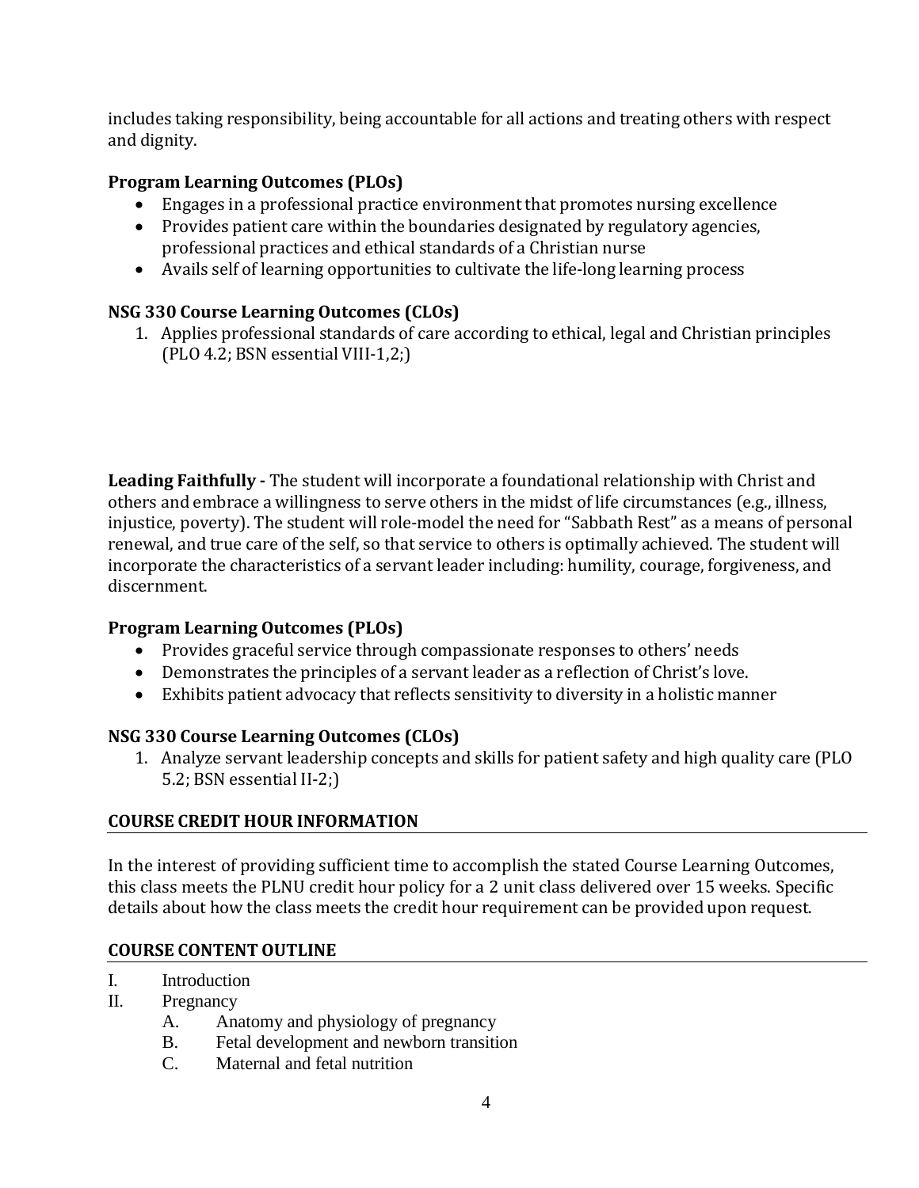includes taking responsibility, being accountable for all actions and treating others with respect and dignity.

**Program Learning Outcomes (PLOs)**

- Engages in a professional practice environment that promotes nursing excellence
- Provides patient care within the boundaries designated by regulatory agencies, professional practices and ethical standards of a Christian nurse
- Avails self of learning opportunities to cultivate the life-long learning process

**NSG 330 Course Learning Outcomes (CLOs)**

1. Applies professional standards of care according to ethical, legal and Christian principles (PLO 4.2; BSN essential VIII-1,2;)

**Leading Faithfully -** The student will incorporate a foundational relationship with Christ and others and embrace a willingness to serve others in the midst of life circumstances (e.g., illness, injustice, poverty). The student will role-model the need for "Sabbath Rest" as a means of personal renewal, and true care of the self, so that service to others is optimally achieved. The student will incorporate the characteristics of a servant leader including: humility, courage, forgiveness, and discernment.

**Program Learning Outcomes (PLOs)**

- Provides graceful service through compassionate responses to others' needs
- Demonstrates the principles of a servant leader as a reflection of Christ's love.
- Exhibits patient advocacy that reflects sensitivity to diversity in a holistic manner

**NSG 330 Course Learning Outcomes (CLOs)**

1. Analyze servant leadership concepts and skills for patient safety and high quality care (PLO 5.2; BSN essential II-2;)

## COURSE CREDIT HOUR INFORMATION

In the interest of providing sufficient time to accomplish the stated Course Learning Outcomes, this class meets the PLNU credit hour policy for a 2 unit class delivered over 15 weeks. Specific details about how the class meets the credit hour requirement can be provided upon request.

## COURSE CONTENT OUTLINE

I. Introduction

II. Pregnancy

   A. Anatomy and physiology of pregnancy

   B. Fetal development and newborn transition

   C. Maternal and fetal nutrition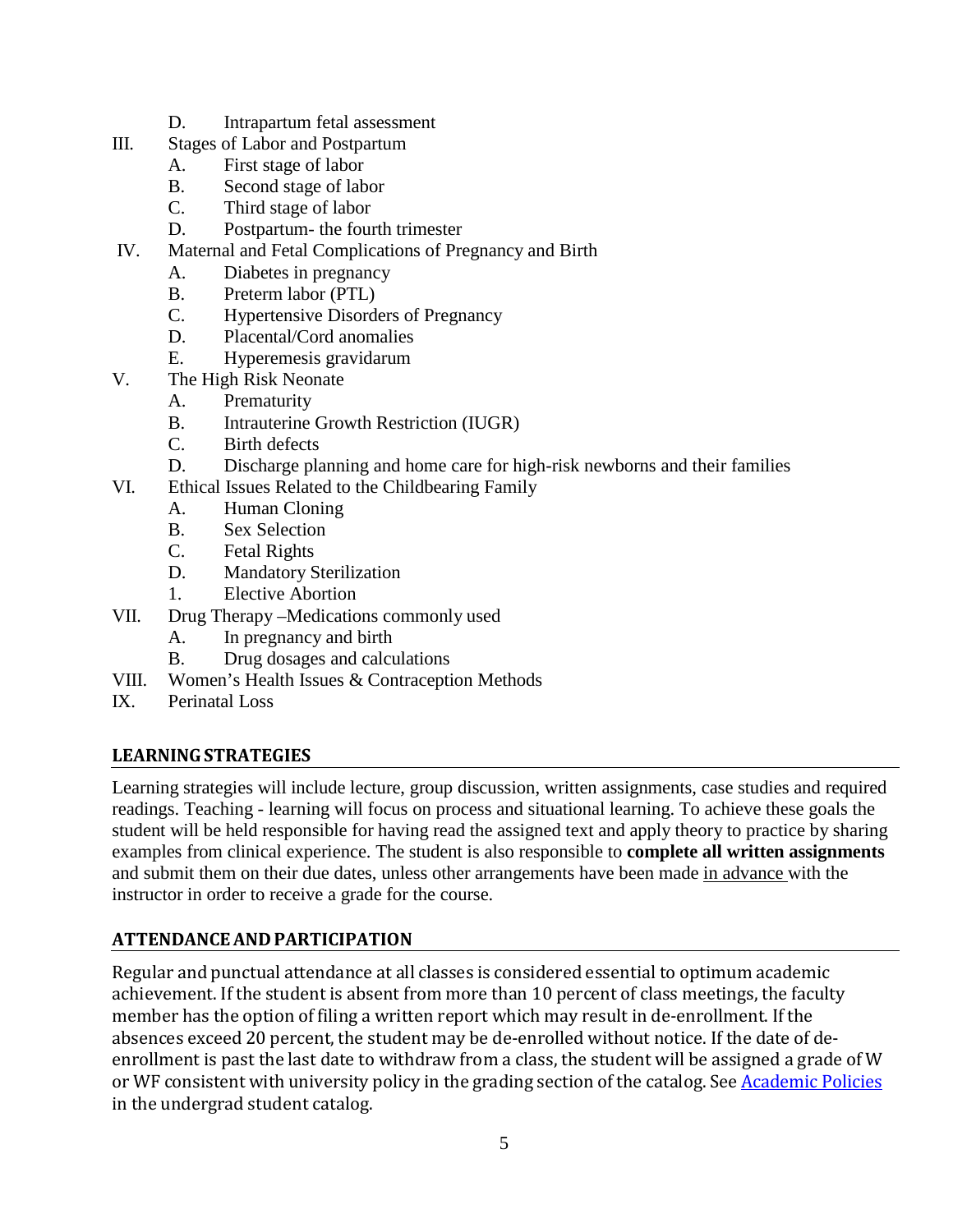D. Intrapartum fetal assessment

III. Stages of Labor and Postpartum
   A. First stage of labor
   B. Second stage of labor
   C. Third stage of labor
   D. Postpartum- the fourth trimester

IV. Maternal and Fetal Complications of Pregnancy and Birth
   A. Diabetes in pregnancy
   B. Preterm labor (PTL)
   C. Hypertensive Disorders of Pregnancy
   D. Placental/Cord anomalies
   E. Hyperemesis gravidarum

V. The High Risk Neonate
   A. Prematurity
   B. Intrauterine Growth Restriction (IUGR)
   C. Birth defects
   D. Discharge planning and home care for high-risk newborns and their families

VI. Ethical Issues Related to the Childbearing Family
   A. Human Cloning
   B. Sex Selection
   C. Fetal Rights
   D. Mandatory Sterilization
   1. Elective Abortion

VII. Drug Therapy –Medications commonly used
   A. In pregnancy and birth
   B. Drug dosages and calculations

VIII. Women's Health Issues & Contraception Methods

IX. Perinatal Loss

## LEARNING STRATEGIES

Learning strategies will include lecture, group discussion, written assignments, case studies and required readings. Teaching - learning will focus on process and situational learning. To achieve these goals the student will be held responsible for having read the assigned text and apply theory to practice by sharing examples from clinical experience. The student is also responsible to **complete all written assignments** and submit them on their due dates, unless other arrangements have been made in advance with the instructor in order to receive a grade for the course.

## ATTENDANCE AND PARTICIPATION

Regular and punctual attendance at all classes is considered essential to optimum academic achievement. If the student is absent from more than 10 percent of class meetings, the faculty member has the option of filing a written report which may result in de-enrollment. If the absences exceed 20 percent, the student may be de-enrolled without notice. If the date of de-enrollment is past the last date to withdraw from a class, the student will be assigned a grade of W or WF consistent with university policy in the grading section of the catalog. See Academic Policies in the undergrad student catalog.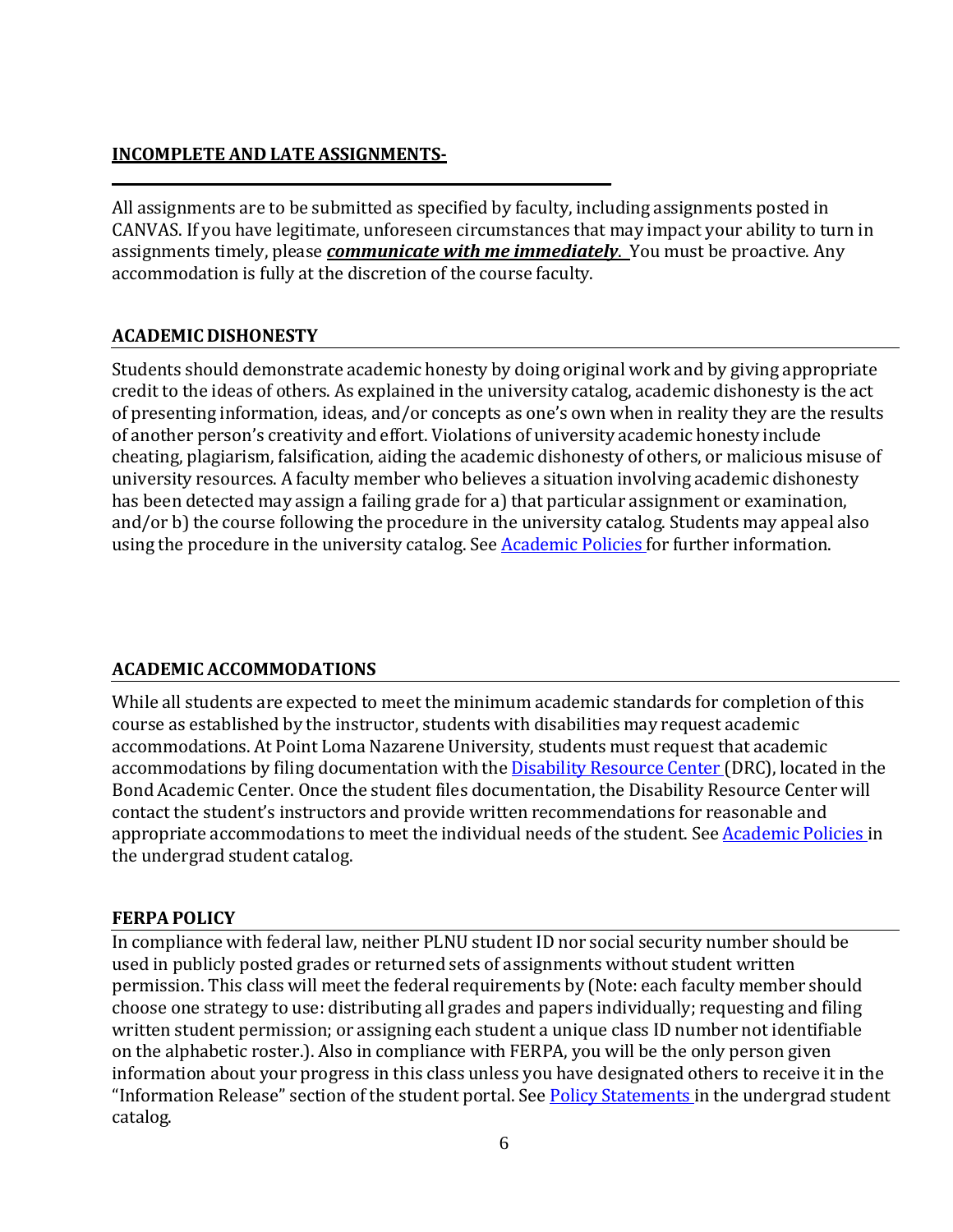## INCOMPLETE AND LATE ASSIGNMENTS-

All assignments are to be submitted as specified by faculty, including assignments posted in CANVAS. If you have legitimate, unforeseen circumstances that may impact your ability to turn in assignments timely, please ***communicate with me immediately***. You must be proactive. Any accommodation is fully at the discretion of the course faculty.

## ACADEMIC DISHONESTY

Students should demonstrate academic honesty by doing original work and by giving appropriate credit to the ideas of others. As explained in the university catalog, academic dishonesty is the act of presenting information, ideas, and/or concepts as one's own when in reality they are the results of another person's creativity and effort. Violations of university academic honesty include cheating, plagiarism, falsification, aiding the academic dishonesty of others, or malicious misuse of university resources. A faculty member who believes a situation involving academic dishonesty has been detected may assign a failing grade for a) that particular assignment or examination, and/or b) the course following the procedure in the university catalog. Students may appeal also using the procedure in the university catalog. See Academic Policies for further information.

## ACADEMIC ACCOMMODATIONS

While all students are expected to meet the minimum academic standards for completion of this course as established by the instructor, students with disabilities may request academic accommodations. At Point Loma Nazarene University, students must request that academic accommodations by filing documentation with the Disability Resource Center (DRC), located in the Bond Academic Center. Once the student files documentation, the Disability Resource Center will contact the student's instructors and provide written recommendations for reasonable and appropriate accommodations to meet the individual needs of the student. See Academic Policies in the undergrad student catalog.

## FERPA POLICY

In compliance with federal law, neither PLNU student ID nor social security number should be used in publicly posted grades or returned sets of assignments without student written permission. This class will meet the federal requirements by (Note: each faculty member should choose one strategy to use: distributing all grades and papers individually; requesting and filing written student permission; or assigning each student a unique class ID number not identifiable on the alphabetic roster.). Also in compliance with FERPA, you will be the only person given information about your progress in this class unless you have designated others to receive it in the "Information Release" section of the student portal. See Policy Statements in the undergrad student catalog.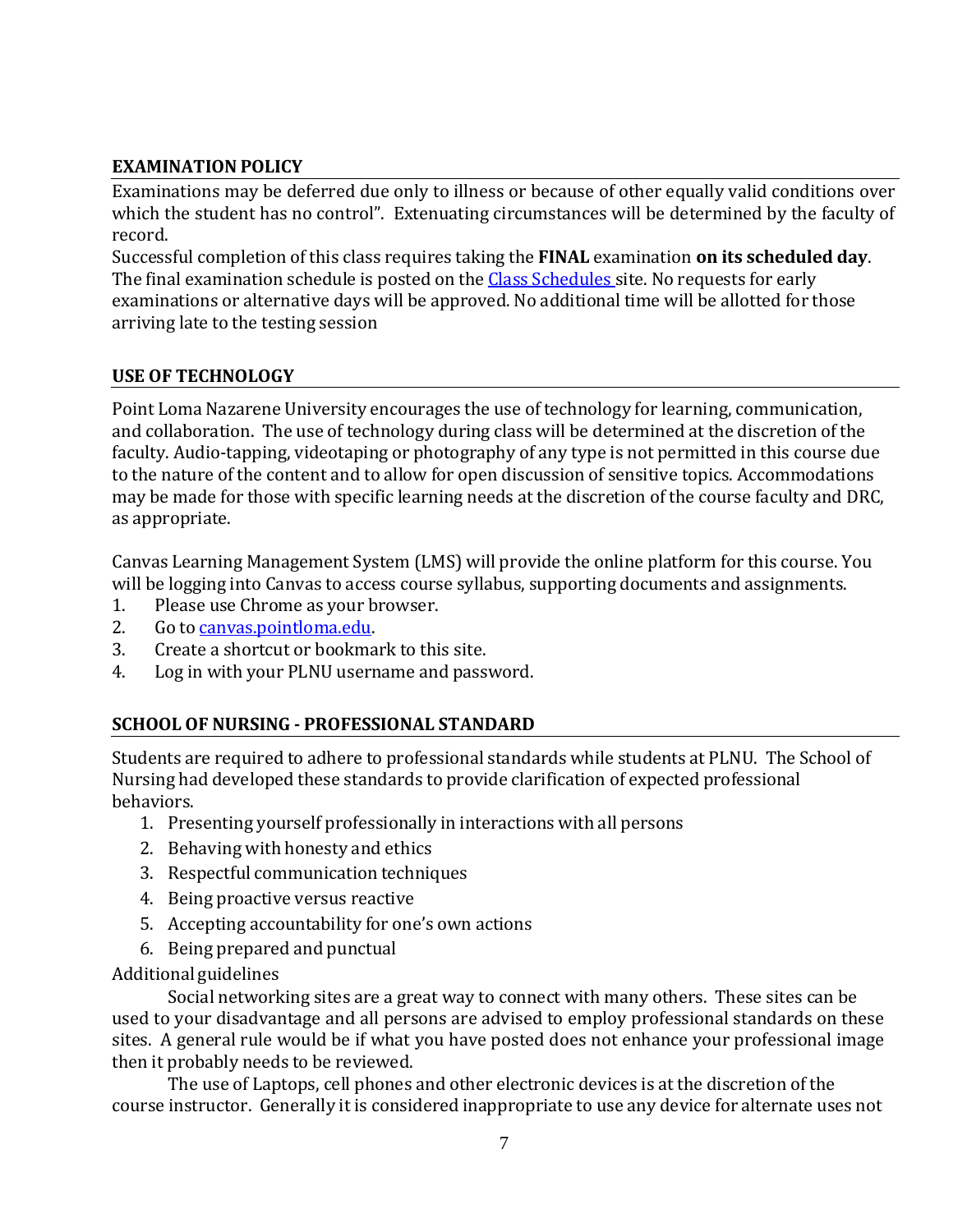## EXAMINATION POLICY

Examinations may be deferred due only to illness or because of other equally valid conditions over which the student has no control". Extenuating circumstances will be determined by the faculty of record.

Successful completion of this class requires taking the **FINAL** examination **on its scheduled day**. The final examination schedule is posted on the [Class Schedules](#) site. No requests for early examinations or alternative days will be approved. No additional time will be allotted for those arriving late to the testing session

## USE OF TECHNOLOGY

Point Loma Nazarene University encourages the use of technology for learning, communication, and collaboration. The use of technology during class will be determined at the discretion of the faculty. Audio-tapping, videotaping or photography of any type is not permitted in this course due to the nature of the content and to allow for open discussion of sensitive topics. Accommodations may be made for those with specific learning needs at the discretion of the course faculty and DRC, as appropriate.

Canvas Learning Management System (LMS) will provide the online platform for this course. You will be logging into Canvas to access course syllabus, supporting documents and assignments.

1. Please use Chrome as your browser.
2. Go to [canvas.pointloma.edu](canvas.pointloma.edu).
3. Create a shortcut or bookmark to this site.
4. Log in with your PLNU username and password.

## SCHOOL OF NURSING - PROFESSIONAL STANDARD

Students are required to adhere to professional standards while students at PLNU. The School of Nursing had developed these standards to provide clarification of expected professional behaviors.

1. Presenting yourself professionally in interactions with all persons
2. Behaving with honesty and ethics
3. Respectful communication techniques
4. Being proactive versus reactive
5. Accepting accountability for one's own actions
6. Being prepared and punctual

Additional guidelines

Social networking sites are a great way to connect with many others. These sites can be used to your disadvantage and all persons are advised to employ professional standards on these sites. A general rule would be if what you have posted does not enhance your professional image then it probably needs to be reviewed.

The use of Laptops, cell phones and other electronic devices is at the discretion of the course instructor. Generally it is considered inappropriate to use any device for alternate uses not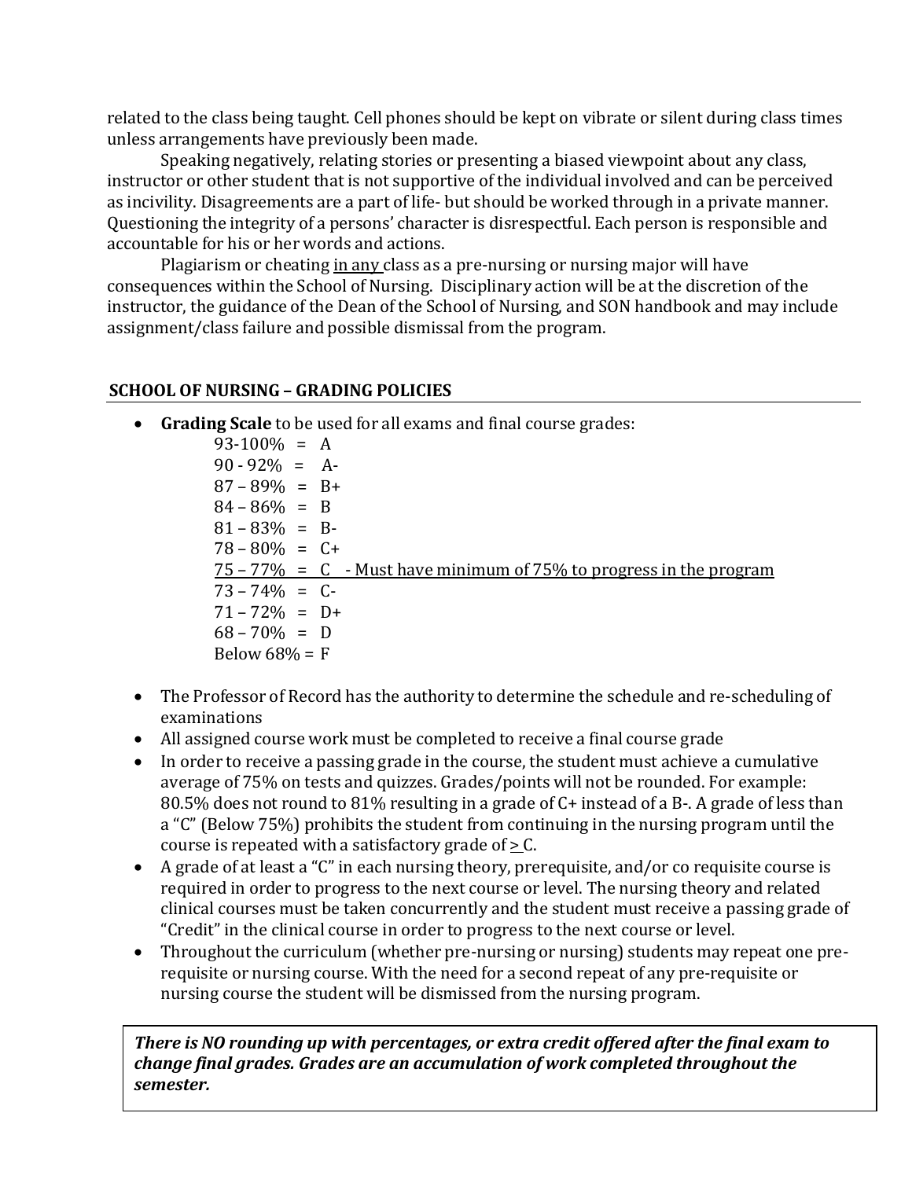related to the class being taught. Cell phones should be kept on vibrate or silent during class times unless arrangements have previously been made.

Speaking negatively, relating stories or presenting a biased viewpoint about any class, instructor or other student that is not supportive of the individual involved and can be perceived as incivility. Disagreements are a part of life- but should be worked through in a private manner. Questioning the integrity of a persons' character is disrespectful. Each person is responsible and accountable for his or her words and actions.

Plagiarism or cheating <u>in any</u> class as a pre-nursing or nursing major will have consequences within the School of Nursing. Disciplinary action will be at the discretion of the instructor, the guidance of the Dean of the School of Nursing, and SON handbook and may include assignment/class failure and possible dismissal from the program.

## SCHOOL OF NURSING – GRADING POLICIES

- **Grading Scale** to be used for all exams and final course grades:
  - 93-100% = A
  - 90 - 92% = A-
  - 87 – 89% = B+
  - 84 – 86% = B
  - 81 – 83% = B-
  - 78 – 80% = C+
  - <u>75 – 77% = C - Must have minimum of 75% to progress in the program</u>
  - 73 – 74% = C-
  - 71 – 72% = D+
  - 68 – 70% = D
  - Below 68% = F
- The Professor of Record has the authority to determine the schedule and re-scheduling of examinations
- All assigned course work must be completed to receive a final course grade
- In order to receive a passing grade in the course, the student must achieve a cumulative average of 75% on tests and quizzes. Grades/points will not be rounded. For example: 80.5% does not round to 81% resulting in a grade of C+ instead of a B-. A grade of less than a "C" (Below 75%) prohibits the student from continuing in the nursing program until the course is repeated with a satisfactory grade of ≥ C.
- A grade of at least a "C" in each nursing theory, prerequisite, and/or co requisite course is required in order to progress to the next course or level. The nursing theory and related clinical courses must be taken concurrently and the student must receive a passing grade of "Credit" in the clinical course in order to progress to the next course or level.
- Throughout the curriculum (whether pre-nursing or nursing) students may repeat one pre-requisite or nursing course. With the need for a second repeat of any pre-requisite or nursing course the student will be dismissed from the nursing program.

***There is NO rounding up with percentages, or extra credit offered after the final exam to change final grades. Grades are an accumulation of work completed throughout the semester.***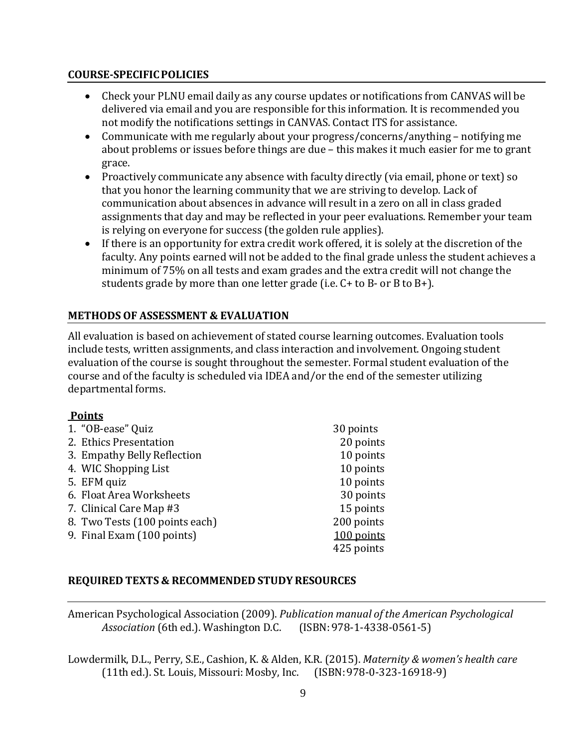## COURSE-SPECIFIC POLICIES

- Check your PLNU email daily as any course updates or notifications from CANVAS will be delivered via email and you are responsible for this information. It is recommended you not modify the notifications settings in CANVAS. Contact ITS for assistance.
- Communicate with me regularly about your progress/concerns/anything – notifying me about problems or issues before things are due – this makes it much easier for me to grant grace.
- Proactively communicate any absence with faculty directly (via email, phone or text) so that you honor the learning community that we are striving to develop. Lack of communication about absences in advance will result in a zero on all in class graded assignments that day and may be reflected in your peer evaluations. Remember your team is relying on everyone for success (the golden rule applies).
- If there is an opportunity for extra credit work offered, it is solely at the discretion of the faculty. Any points earned will not be added to the final grade unless the student achieves a minimum of 75% on all tests and exam grades and the extra credit will not change the students grade by more than one letter grade (i.e. C+ to B- or B to B+).

## METHODS OF ASSESSMENT & EVALUATION

All evaluation is based on achievement of stated course learning outcomes. Evaluation tools include tests, written assignments, and class interaction and involvement. Ongoing student evaluation of the course is sought throughout the semester. Formal student evaluation of the course and of the faculty is scheduled via IDEA and/or the end of the semester utilizing departmental forms.

**Points**

| Item | Points |
|---|---|
| 1. "OB-ease" Quiz | 30 points |
| 2. Ethics Presentation | 20 points |
| 3. Empathy Belly Reflection | 10 points |
| 4. WIC Shopping List | 10 points |
| 5. EFM quiz | 10 points |
| 6. Float Area Worksheets | 30 points |
| 7. Clinical Care Map #3 | 15 points |
| 8. Two Tests (100 points each) | 200 points |
| 9. Final Exam (100 points) | 100 points |
| | 425 points |

## REQUIRED TEXTS & RECOMMENDED STUDY RESOURCES

American Psychological Association (2009). *Publication manual of the American Psychological Association* (6th ed.). Washington D.C. (ISBN: 978-1-4338-0561-5)

Lowdermilk, D.L., Perry, S.E., Cashion, K. & Alden, K.R. (2015). *Maternity & women's health care* (11th ed.). St. Louis, Missouri: Mosby, Inc. (ISBN: 978-0-323-16918-9)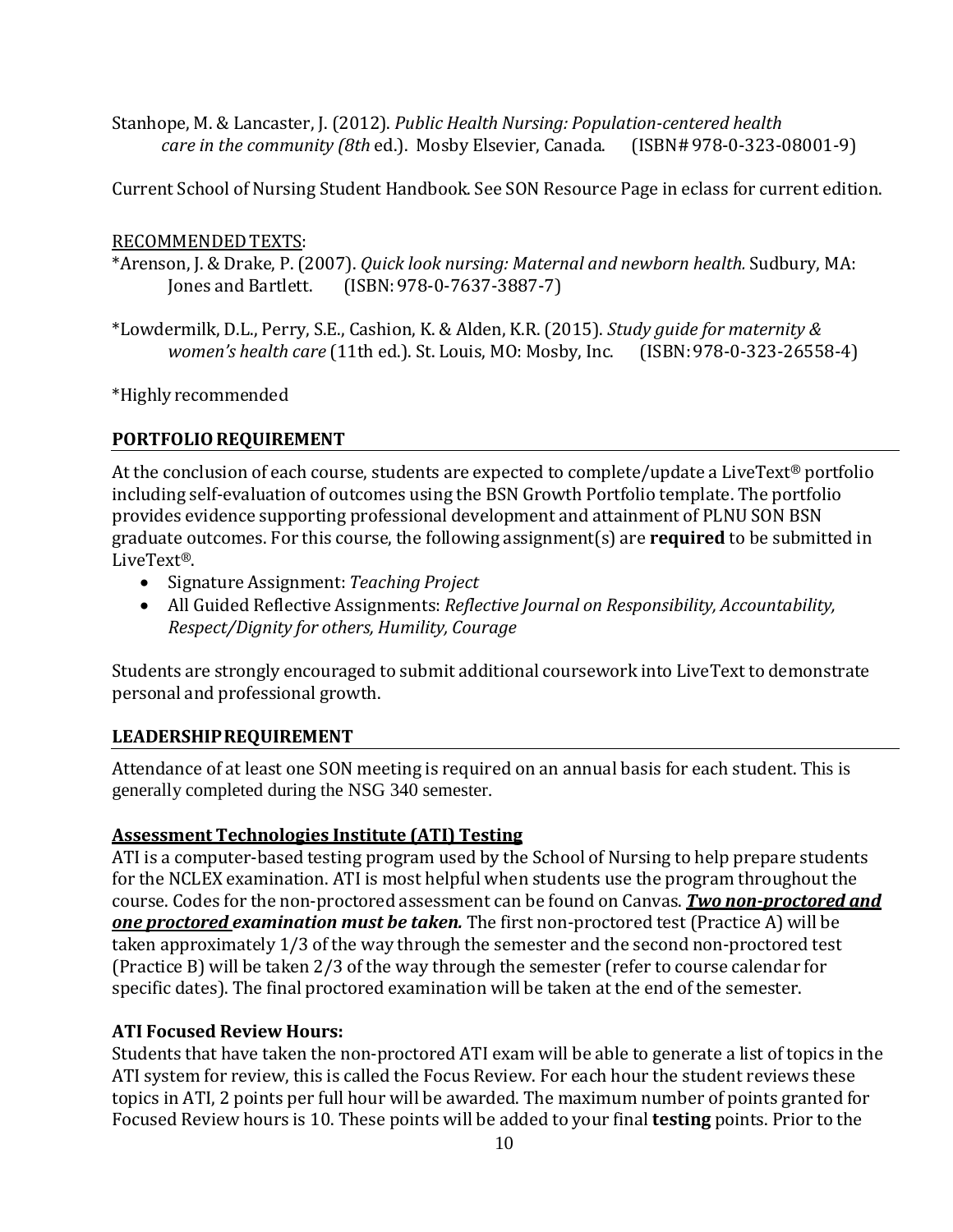Stanhope, M. & Lancaster, J. (2012). *Public Health Nursing: Population-centered health care in the community (8th* ed.). Mosby Elsevier, Canada. (ISBN# 978-0-323-08001-9)

Current School of Nursing Student Handbook. See SON Resource Page in eclass for current edition.

RECOMMENDED TEXTS:

*Arenson, J. & Drake, P. (2007). *Quick look nursing: Maternal and newborn health.* Sudbury, MA: Jones and Bartlett. (ISBN: 978-0-7637-3887-7)

*Lowdermilk, D.L., Perry, S.E., Cashion, K. & Alden, K.R. (2015). *Study guide for maternity & women's health care* (11th ed.). St. Louis, MO: Mosby, Inc. (ISBN: 978-0-323-26558-4)

*Highly recommended

## PORTFOLIO REQUIREMENT

At the conclusion of each course, students are expected to complete/update a LiveText® portfolio including self-evaluation of outcomes using the BSN Growth Portfolio template. The portfolio provides evidence supporting professional development and attainment of PLNU SON BSN graduate outcomes. For this course, the following assignment(s) are **required** to be submitted in LiveText®.

- Signature Assignment: *Teaching Project*
- All Guided Reflective Assignments: *Reflective Journal on Responsibility, Accountability, Respect/Dignity for others, Humility, Courage*

Students are strongly encouraged to submit additional coursework into LiveText to demonstrate personal and professional growth.

## LEADERSHIP REQUIREMENT

Attendance of at least one SON meeting is required on an annual basis for each student. This is generally completed during the NSG 340 semester.

## Assessment Technologies Institute (ATI) Testing

ATI is a computer-based testing program used by the School of Nursing to help prepare students for the NCLEX examination. ATI is most helpful when students use the program throughout the course. Codes for the non-proctored assessment can be found on Canvas. ***Two non-proctored and one proctored examination must be taken.*** The first non-proctored test (Practice A) will be taken approximately 1/3 of the way through the semester and the second non-proctored test (Practice B) will be taken 2/3 of the way through the semester (refer to course calendar for specific dates). The final proctored examination will be taken at the end of the semester.

**ATI Focused Review Hours:**

Students that have taken the non-proctored ATI exam will be able to generate a list of topics in the ATI system for review, this is called the Focus Review. For each hour the student reviews these topics in ATI, 2 points per full hour will be awarded. The maximum number of points granted for Focused Review hours is 10. These points will be added to your final **testing** points. Prior to the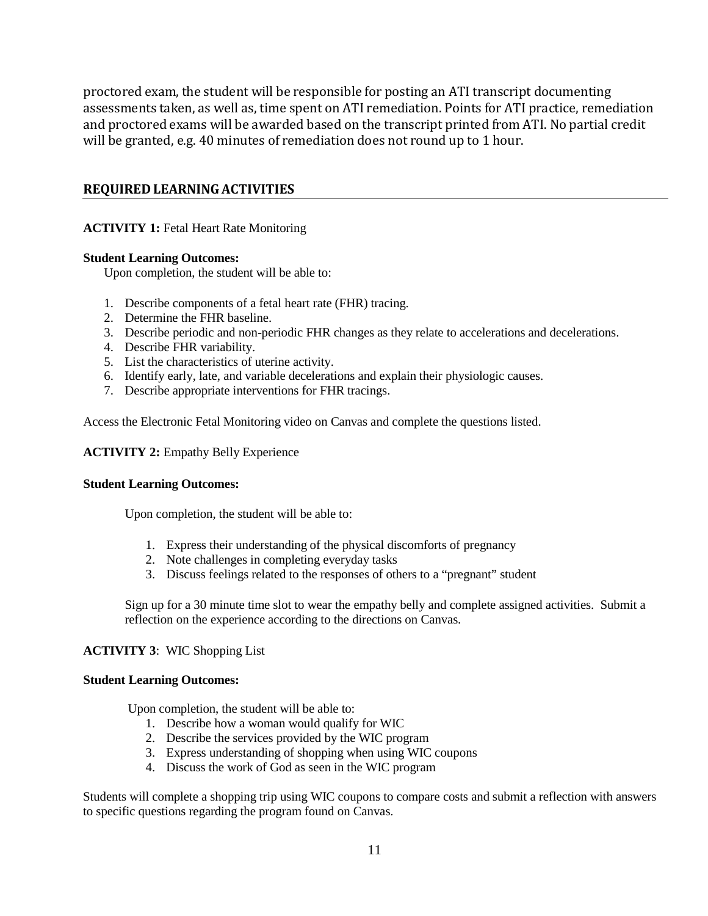proctored exam, the student will be responsible for posting an ATI transcript documenting assessments taken, as well as, time spent on ATI remediation. Points for ATI practice, remediation and proctored exams will be awarded based on the transcript printed from ATI. No partial credit will be granted, e.g. 40 minutes of remediation does not round up to 1 hour.

## REQUIRED LEARNING ACTIVITIES

**ACTIVITY 1:** Fetal Heart Rate Monitoring

**Student Learning Outcomes:**

Upon completion, the student will be able to:

1. Describe components of a fetal heart rate (FHR) tracing.
2. Determine the FHR baseline.
3. Describe periodic and non-periodic FHR changes as they relate to accelerations and decelerations.
4. Describe FHR variability.
5. List the characteristics of uterine activity.
6. Identify early, late, and variable decelerations and explain their physiologic causes.
7. Describe appropriate interventions for FHR tracings.

Access the Electronic Fetal Monitoring video on Canvas and complete the questions listed.

**ACTIVITY 2:** Empathy Belly Experience

**Student Learning Outcomes:**

Upon completion, the student will be able to:

1. Express their understanding of the physical discomforts of pregnancy
2. Note challenges in completing everyday tasks
3. Discuss feelings related to the responses of others to a "pregnant" student

Sign up for a 30 minute time slot to wear the empathy belly and complete assigned activities. Submit a reflection on the experience according to the directions on Canvas.

**ACTIVITY 3**: WIC Shopping List

**Student Learning Outcomes:**

Upon completion, the student will be able to:

1. Describe how a woman would qualify for WIC
2. Describe the services provided by the WIC program
3. Express understanding of shopping when using WIC coupons
4. Discuss the work of God as seen in the WIC program

Students will complete a shopping trip using WIC coupons to compare costs and submit a reflection with answers to specific questions regarding the program found on Canvas.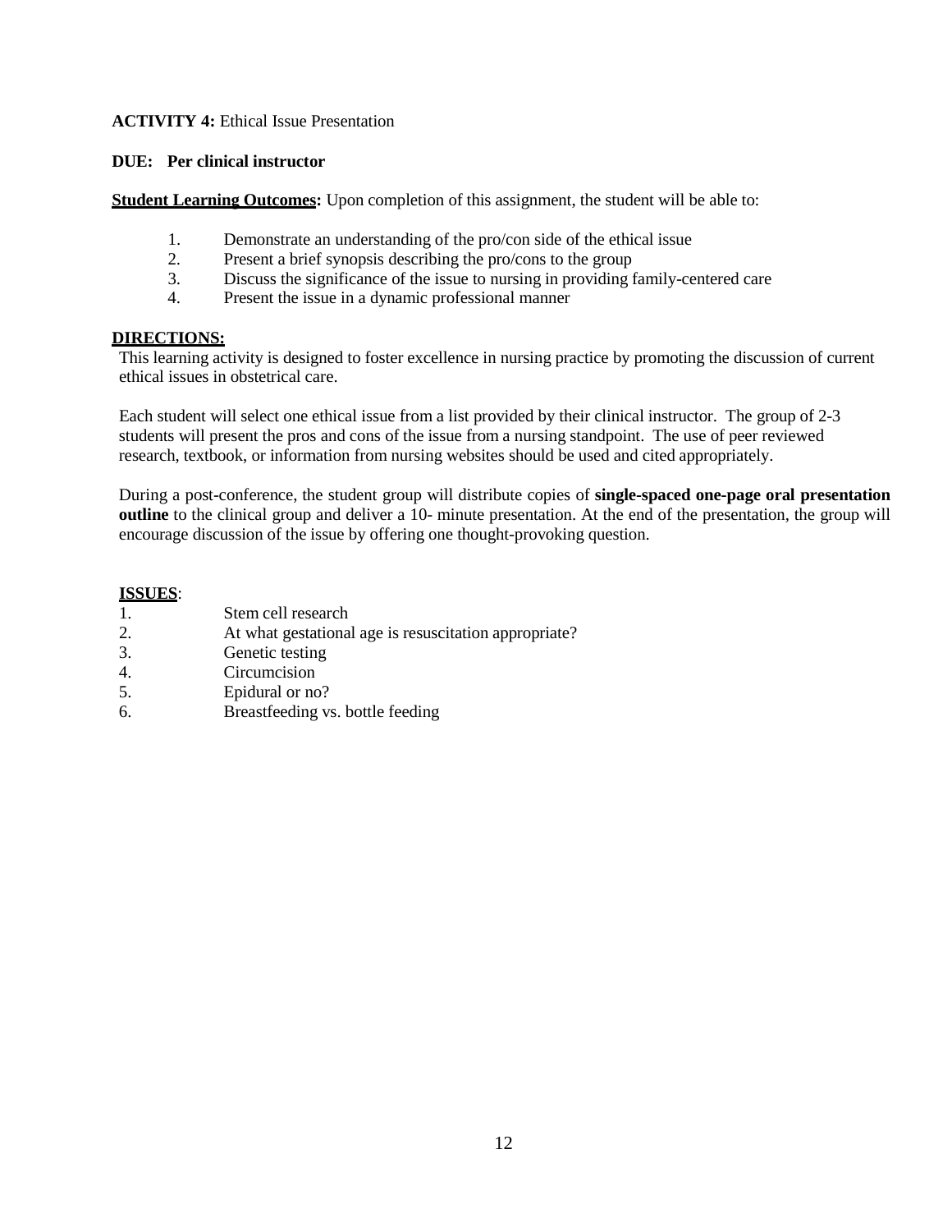**ACTIVITY 4:** Ethical Issue Presentation

**DUE: Per clinical instructor**

**Student Learning Outcomes:** Upon completion of this assignment, the student will be able to:

1. Demonstrate an understanding of the pro/con side of the ethical issue
2. Present a brief synopsis describing the pro/cons to the group
3. Discuss the significance of the issue to nursing in providing family-centered care
4. Present the issue in a dynamic professional manner

**DIRECTIONS:**

This learning activity is designed to foster excellence in nursing practice by promoting the discussion of current ethical issues in obstetrical care.

Each student will select one ethical issue from a list provided by their clinical instructor. The group of 2-3 students will present the pros and cons of the issue from a nursing standpoint. The use of peer reviewed research, textbook, or information from nursing websites should be used and cited appropriately.

During a post-conference, the student group will distribute copies of **single-spaced one-page oral presentation outline** to the clinical group and deliver a 10- minute presentation. At the end of the presentation, the group will encourage discussion of the issue by offering one thought-provoking question.

**ISSUES**:

1. Stem cell research
2. At what gestational age is resuscitation appropriate?
3. Genetic testing
4. Circumcision
5. Epidural or no?
6. Breastfeeding vs. bottle feeding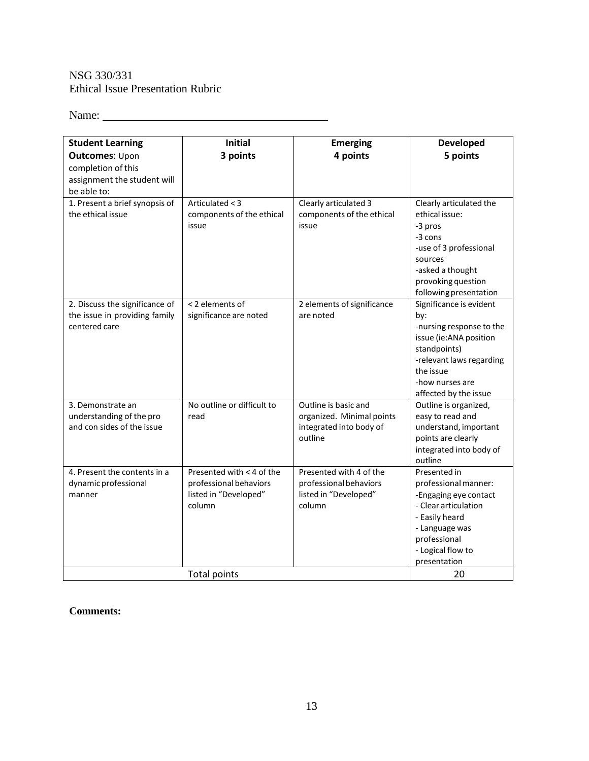NSG 330/331
Ethical Issue Presentation Rubric

Name: ________________________________________

| **Student Learning Outcomes**: Upon completion of this assignment the student will be able to: | **Initial 3 points** | **Emerging 4 points** | **Developed 5 points** |
|---|---|---|---|
| 1. Present a brief synopsis of the ethical issue | Articulated < 3 components of the ethical issue | Clearly articulated 3 components of the ethical issue | Clearly articulated the ethical issue: -3 pros -3 cons -use of 3 professional sources -asked a thought provoking question following presentation |
| 2. Discuss the significance of the issue in providing family centered care | < 2 elements of significance are noted | 2 elements of significance are noted | Significance is evident by: -nursing response to the issue (ie:ANA position standpoints) -relevant laws regarding the issue -how nurses are affected by the issue |
| 3. Demonstrate an understanding of the pro and con sides of the issue | No outline or difficult to read | Outline is basic and organized. Minimal points integrated into body of outline | Outline is organized, easy to read and understand, important points are clearly integrated into body of outline |
| 4. Present the contents in a dynamic professional manner | Presented with < 4 of the professional behaviors listed in "Developed" column | Presented with 4 of the professional behaviors listed in "Developed" column | Presented in professional manner: -Engaging eye contact - Clear articulation - Easily heard - Language was professional - Logical flow to presentation |
| Total points | | | 20 |

**Comments:**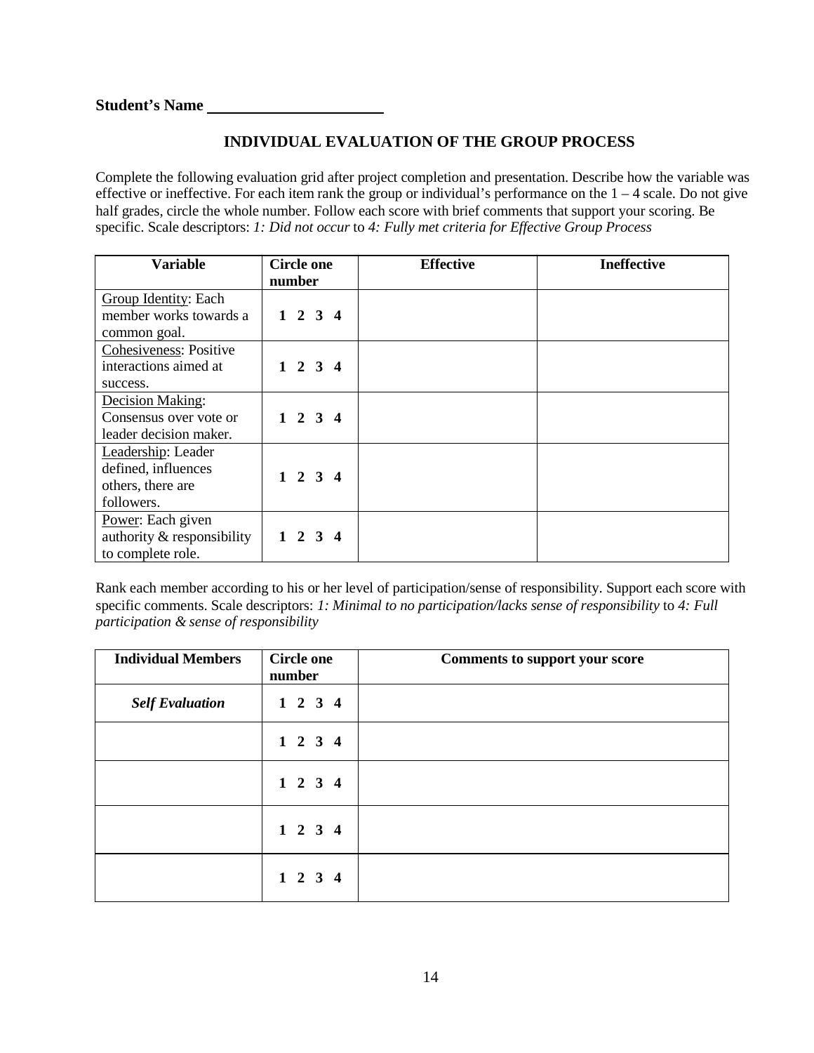**Student's Name** ______________________

## INDIVIDUAL EVALUATION OF THE GROUP PROCESS

Complete the following evaluation grid after project completion and presentation. Describe how the variable was effective or ineffective. For each item rank the group or individual's performance on the 1 – 4 scale. Do not give half grades, circle the whole number. Follow each score with brief comments that support your scoring. Be specific. Scale descriptors: *1: Did not occur* to *4: Fully met criteria for Effective Group Process*

| Variable | Circle one number | Effective | Ineffective |
|---|---|---|---|
| Group Identity: Each member works towards a common goal. | **1 2 3 4** | | |
| Cohesiveness: Positive interactions aimed at success. | **1 2 3 4** | | |
| Decision Making: Consensus over vote or leader decision maker. | **1 2 3 4** | | |
| Leadership: Leader defined, influences others, there are followers. | **1 2 3 4** | | |
| Power: Each given authority & responsibility to complete role. | **1 2 3 4** | | |

Rank each member according to his or her level of participation/sense of responsibility. Support each score with specific comments. Scale descriptors: *1: Minimal to no participation/lacks sense of responsibility* to *4: Full participation & sense of responsibility*

| Individual Members | Circle one number | Comments to support your score |
|---|---|---|
| ***Self Evaluation*** | **1 2 3 4** | |
| | **1 2 3 4** | |
| | **1 2 3 4** | |
| | **1 2 3 4** | |
| | **1 2 3 4** | |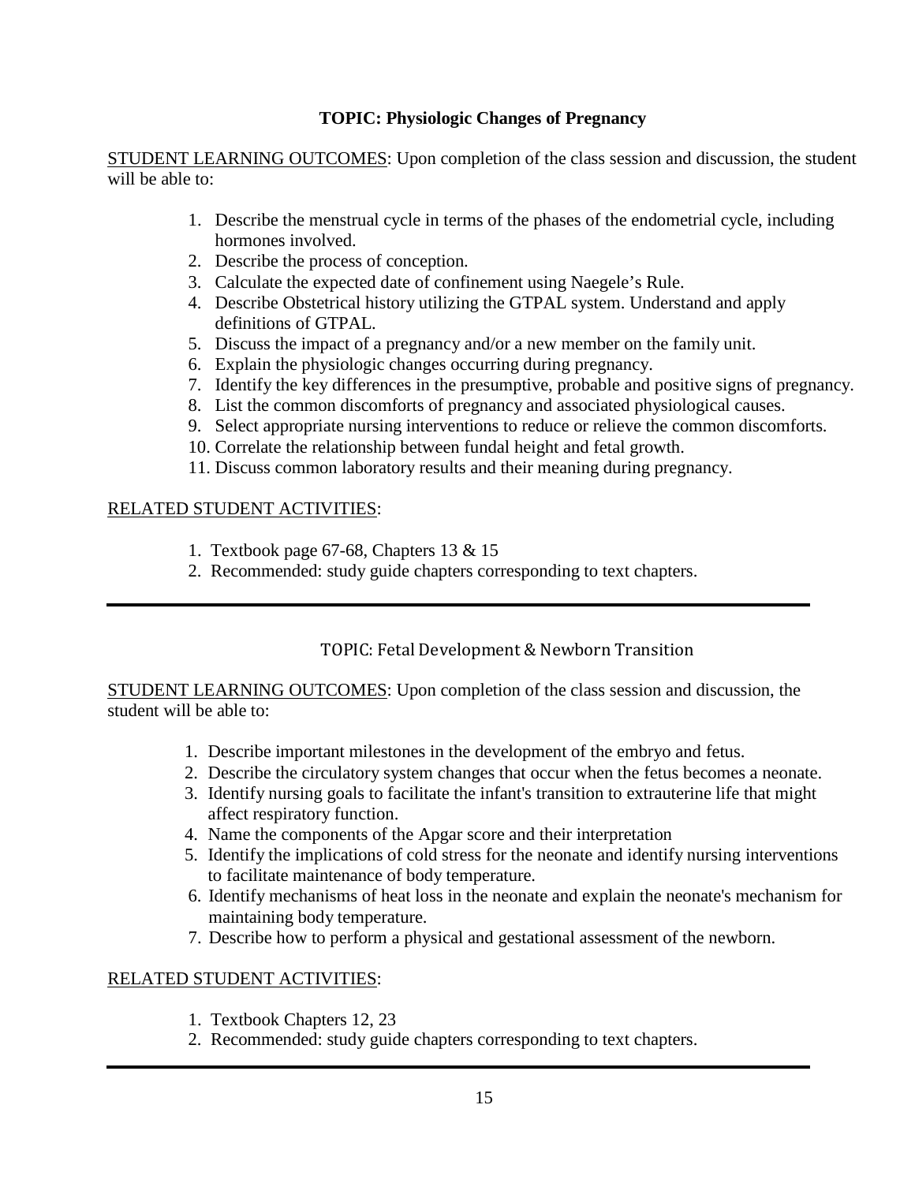## TOPIC: Physiologic Changes of Pregnancy

<u>STUDENT LEARNING OUTCOMES</u>: Upon completion of the class session and discussion, the student will be able to:

1. Describe the menstrual cycle in terms of the phases of the endometrial cycle, including hormones involved.
2. Describe the process of conception.
3. Calculate the expected date of confinement using Naegele's Rule.
4. Describe Obstetrical history utilizing the GTPAL system. Understand and apply definitions of GTPAL.
5. Discuss the impact of a pregnancy and/or a new member on the family unit.
6. Explain the physiologic changes occurring during pregnancy.
7. Identify the key differences in the presumptive, probable and positive signs of pregnancy.
8. List the common discomforts of pregnancy and associated physiological causes.
9. Select appropriate nursing interventions to reduce or relieve the common discomforts.
10. Correlate the relationship between fundal height and fetal growth.
11. Discuss common laboratory results and their meaning during pregnancy.

<u>RELATED STUDENT ACTIVITIES</u>:

1. Textbook page 67-68, Chapters 13 & 15
2. Recommended: study guide chapters corresponding to text chapters.

---

## TOPIC: Fetal Development & Newborn Transition

<u>STUDENT LEARNING OUTCOMES</u>: Upon completion of the class session and discussion, the student will be able to:

1. Describe important milestones in the development of the embryo and fetus.
2. Describe the circulatory system changes that occur when the fetus becomes a neonate.
3. Identify nursing goals to facilitate the infant's transition to extrauterine life that might affect respiratory function.
4. Name the components of the Apgar score and their interpretation
5. Identify the implications of cold stress for the neonate and identify nursing interventions to facilitate maintenance of body temperature.
6. Identify mechanisms of heat loss in the neonate and explain the neonate's mechanism for maintaining body temperature.
7. Describe how to perform a physical and gestational assessment of the newborn.

<u>RELATED STUDENT ACTIVITIES</u>:

1. Textbook Chapters 12, 23
2. Recommended: study guide chapters corresponding to text chapters.

---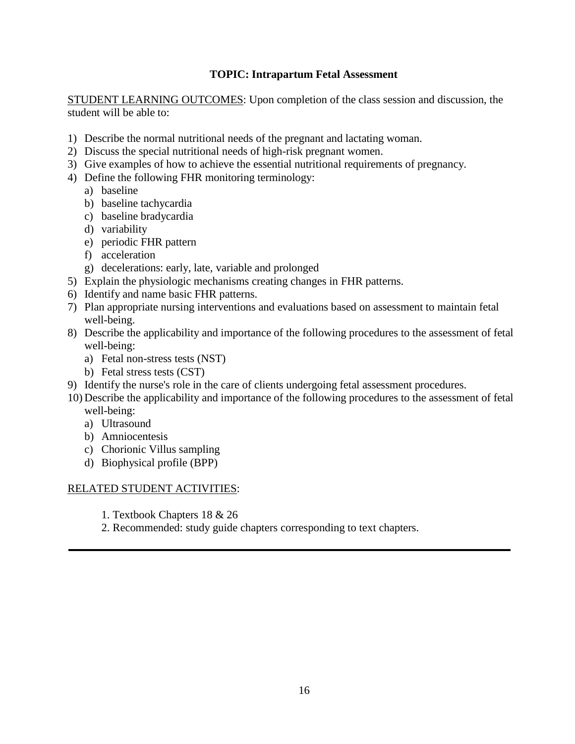## TOPIC: Intrapartum Fetal Assessment

<u>STUDENT LEARNING OUTCOMES</u>: Upon completion of the class session and discussion, the student will be able to:

1) Describe the normal nutritional needs of the pregnant and lactating woman.
2) Discuss the special nutritional needs of high-risk pregnant women.
3) Give examples of how to achieve the essential nutritional requirements of pregnancy.
4) Define the following FHR monitoring terminology:
   a) baseline
   b) baseline tachycardia
   c) baseline bradycardia
   d) variability
   e) periodic FHR pattern
   f) acceleration
   g) decelerations: early, late, variable and prolonged
5) Explain the physiologic mechanisms creating changes in FHR patterns.
6) Identify and name basic FHR patterns.
7) Plan appropriate nursing interventions and evaluations based on assessment to maintain fetal well-being.
8) Describe the applicability and importance of the following procedures to the assessment of fetal well-being:
   a) Fetal non-stress tests (NST)
   b) Fetal stress tests (CST)
9) Identify the nurse's role in the care of clients undergoing fetal assessment procedures.
10) Describe the applicability and importance of the following procedures to the assessment of fetal well-being:
    a) Ultrasound
    b) Amniocentesis
    c) Chorionic Villus sampling
    d) Biophysical profile (BPP)

<u>RELATED STUDENT ACTIVITIES</u>:

1. Textbook Chapters 18 & 26
2. Recommended: study guide chapters corresponding to text chapters.

---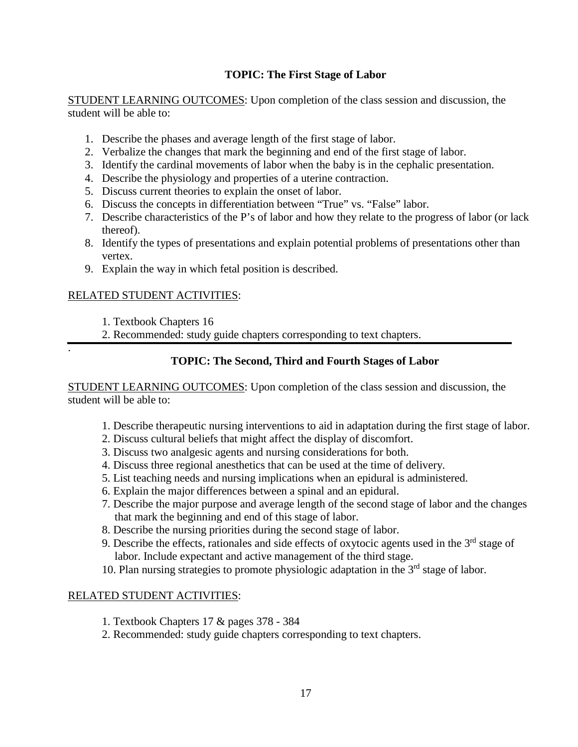## TOPIC: The First Stage of Labor

STUDENT LEARNING OUTCOMES: Upon completion of the class session and discussion, the student will be able to:

1. Describe the phases and average length of the first stage of labor.
2. Verbalize the changes that mark the beginning and end of the first stage of labor.
3. Identify the cardinal movements of labor when the baby is in the cephalic presentation.
4. Describe the physiology and properties of a uterine contraction.
5. Discuss current theories to explain the onset of labor.
6. Discuss the concepts in differentiation between "True" vs. "False" labor.
7. Describe characteristics of the P's of labor and how they relate to the progress of labor (or lack thereof).
8. Identify the types of presentations and explain potential problems of presentations other than vertex.
9. Explain the way in which fetal position is described.

RELATED STUDENT ACTIVITIES:

1. Textbook Chapters 16
2. Recommended: study guide chapters corresponding to text chapters.

---

## TOPIC: The Second, Third and Fourth Stages of Labor

STUDENT LEARNING OUTCOMES: Upon completion of the class session and discussion, the student will be able to:

1. Describe therapeutic nursing interventions to aid in adaptation during the first stage of labor.
2. Discuss cultural beliefs that might affect the display of discomfort.
3. Discuss two analgesic agents and nursing considerations for both.
4. Discuss three regional anesthetics that can be used at the time of delivery.
5. List teaching needs and nursing implications when an epidural is administered.
6. Explain the major differences between a spinal and an epidural.
7. Describe the major purpose and average length of the second stage of labor and the changes that mark the beginning and end of this stage of labor.
8. Describe the nursing priorities during the second stage of labor.
9. Describe the effects, rationales and side effects of oxytocic agents used in the 3rd stage of labor. Include expectant and active management of the third stage.
10. Plan nursing strategies to promote physiologic adaptation in the 3rd stage of labor.

RELATED STUDENT ACTIVITIES:

1. Textbook Chapters 17 & pages 378 - 384
2. Recommended: study guide chapters corresponding to text chapters.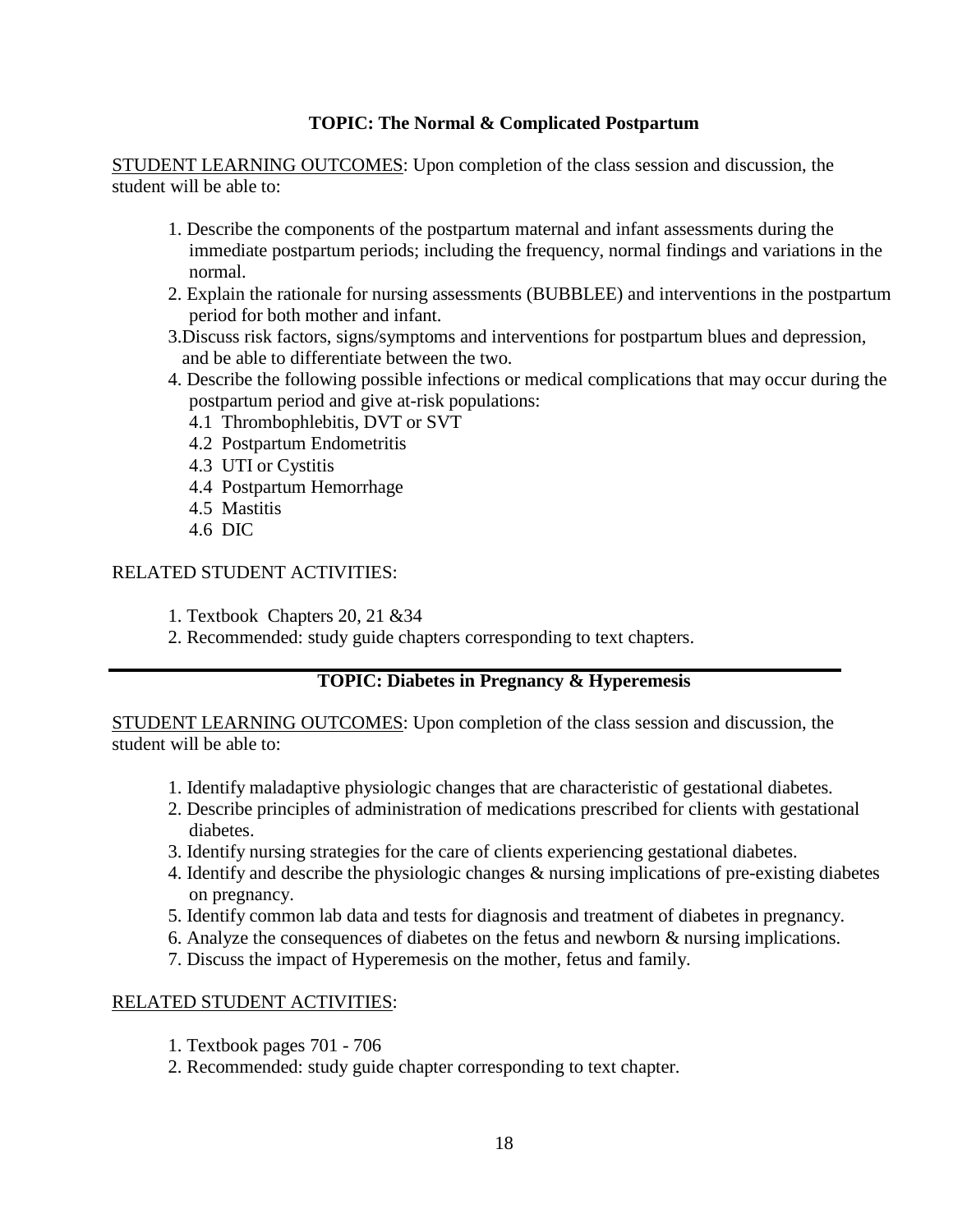## TOPIC: The Normal & Complicated Postpartum

STUDENT LEARNING OUTCOMES: Upon completion of the class session and discussion, the student will be able to:

1. Describe the components of the postpartum maternal and infant assessments during the immediate postpartum periods; including the frequency, normal findings and variations in the normal.
2. Explain the rationale for nursing assessments (BUBBLEE) and interventions in the postpartum period for both mother and infant.
3. Discuss risk factors, signs/symptoms and interventions for postpartum blues and depression, and be able to differentiate between the two.
4. Describe the following possible infections or medical complications that may occur during the postpartum period and give at-risk populations:
   - 4.1 Thrombophlebitis, DVT or SVT
   - 4.2 Postpartum Endometritis
   - 4.3 UTI or Cystitis
   - 4.4 Postpartum Hemorrhage
   - 4.5 Mastitis
   - 4.6 DIC

RELATED STUDENT ACTIVITIES:

1. Textbook Chapters 20, 21 &34
2. Recommended: study guide chapters corresponding to text chapters.

---

## TOPIC: Diabetes in Pregnancy & Hyperemesis

STUDENT LEARNING OUTCOMES: Upon completion of the class session and discussion, the student will be able to:

1. Identify maladaptive physiologic changes that are characteristic of gestational diabetes.
2. Describe principles of administration of medications prescribed for clients with gestational diabetes.
3. Identify nursing strategies for the care of clients experiencing gestational diabetes.
4. Identify and describe the physiologic changes & nursing implications of pre-existing diabetes on pregnancy.
5. Identify common lab data and tests for diagnosis and treatment of diabetes in pregnancy.
6. Analyze the consequences of diabetes on the fetus and newborn & nursing implications.
7. Discuss the impact of Hyperemesis on the mother, fetus and family.

RELATED STUDENT ACTIVITIES:

1. Textbook pages 701 - 706
2. Recommended: study guide chapter corresponding to text chapter.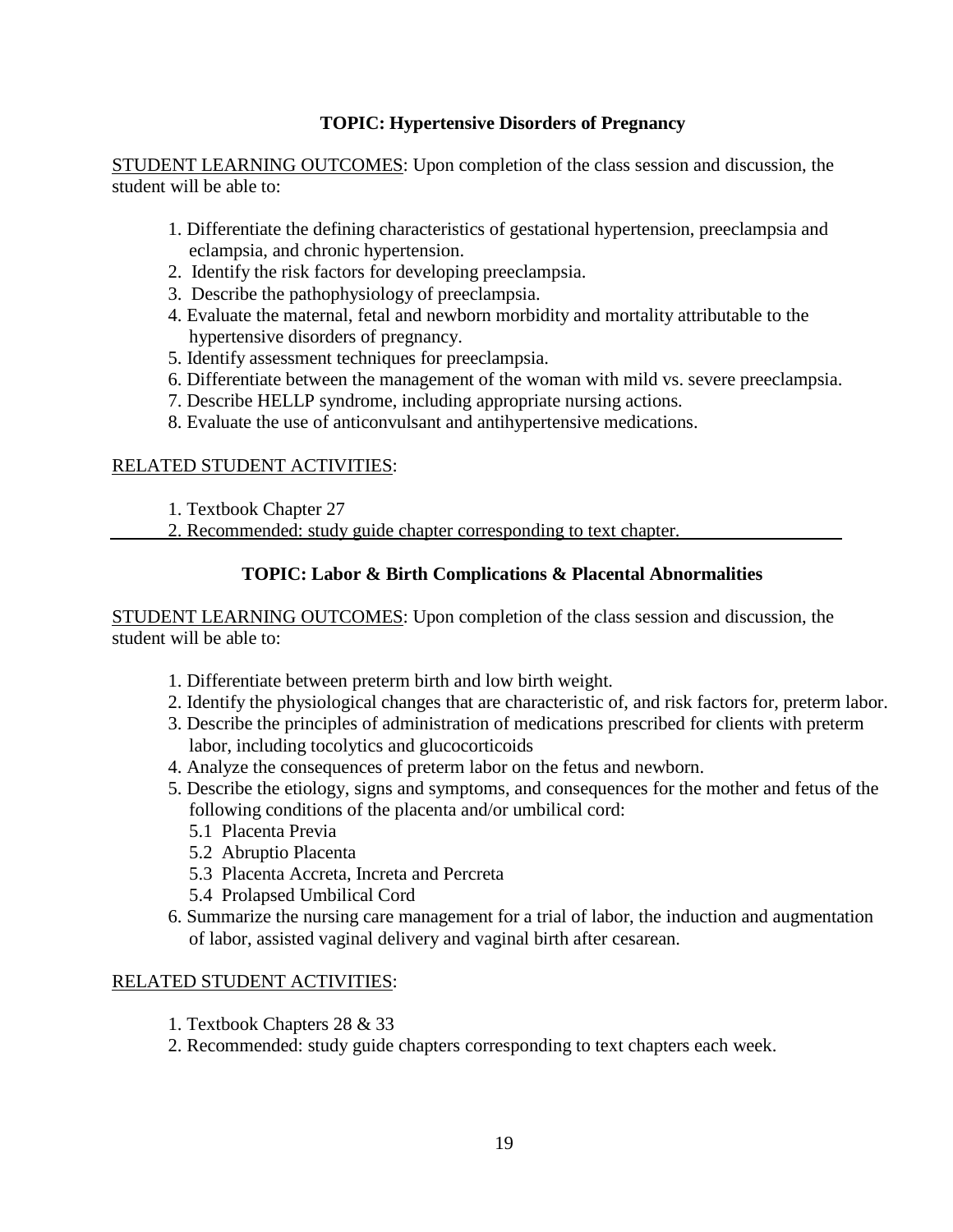## TOPIC: Hypertensive Disorders of Pregnancy

STUDENT LEARNING OUTCOMES: Upon completion of the class session and discussion, the student will be able to:

1. Differentiate the defining characteristics of gestational hypertension, preeclampsia and eclampsia, and chronic hypertension.
2. Identify the risk factors for developing preeclampsia.
3. Describe the pathophysiology of preeclampsia.
4. Evaluate the maternal, fetal and newborn morbidity and mortality attributable to the hypertensive disorders of pregnancy.
5. Identify assessment techniques for preeclampsia.
6. Differentiate between the management of the woman with mild vs. severe preeclampsia.
7. Describe HELLP syndrome, including appropriate nursing actions.
8. Evaluate the use of anticonvulsant and antihypertensive medications.

RELATED STUDENT ACTIVITIES:

1. Textbook Chapter 27
2. Recommended: study guide chapter corresponding to text chapter.

---

## TOPIC: Labor & Birth Complications & Placental Abnormalities

STUDENT LEARNING OUTCOMES: Upon completion of the class session and discussion, the student will be able to:

1. Differentiate between preterm birth and low birth weight.
2. Identify the physiological changes that are characteristic of, and risk factors for, preterm labor.
3. Describe the principles of administration of medications prescribed for clients with preterm labor, including tocolytics and glucocorticoids
4. Analyze the consequences of preterm labor on the fetus and newborn.
5. Describe the etiology, signs and symptoms, and consequences for the mother and fetus of the following conditions of the placenta and/or umbilical cord:
   - 5.1 Placenta Previa
   - 5.2 Abruptio Placenta
   - 5.3 Placenta Accreta, Increta and Percreta
   - 5.4 Prolapsed Umbilical Cord
6. Summarize the nursing care management for a trial of labor, the induction and augmentation of labor, assisted vaginal delivery and vaginal birth after cesarean.

RELATED STUDENT ACTIVITIES:

1. Textbook Chapters 28 & 33
2. Recommended: study guide chapters corresponding to text chapters each week.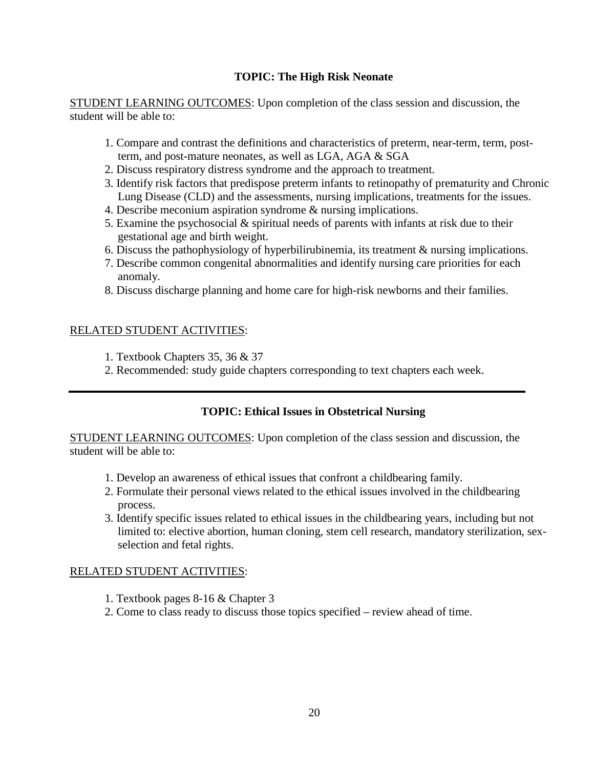## TOPIC: The High Risk Neonate

<u>STUDENT LEARNING OUTCOMES</u>: Upon completion of the class session and discussion, the student will be able to:

1. Compare and contrast the definitions and characteristics of preterm, near-term, term, post-term, and post-mature neonates, as well as LGA, AGA & SGA
2. Discuss respiratory distress syndrome and the approach to treatment.
3. Identify risk factors that predispose preterm infants to retinopathy of prematurity and Chronic Lung Disease (CLD) and the assessments, nursing implications, treatments for the issues.
4. Describe meconium aspiration syndrome & nursing implications.
5. Examine the psychosocial & spiritual needs of parents with infants at risk due to their gestational age and birth weight.
6. Discuss the pathophysiology of hyperbilirubinemia, its treatment & nursing implications.
7. Describe common congenital abnormalities and identify nursing care priorities for each anomaly.
8. Discuss discharge planning and home care for high-risk newborns and their families.

<u>RELATED STUDENT ACTIVITIES</u>:

1. Textbook Chapters 35, 36 & 37
2. Recommended: study guide chapters corresponding to text chapters each week.

---

## TOPIC: Ethical Issues in Obstetrical Nursing

<u>STUDENT LEARNING OUTCOMES</u>: Upon completion of the class session and discussion, the student will be able to:

1. Develop an awareness of ethical issues that confront a childbearing family.
2. Formulate their personal views related to the ethical issues involved in the childbearing process.
3. Identify specific issues related to ethical issues in the childbearing years, including but not limited to: elective abortion, human cloning, stem cell research, mandatory sterilization, sex-selection and fetal rights.

<u>RELATED STUDENT ACTIVITIES</u>:

1. Textbook pages 8-16 & Chapter 3
2. Come to class ready to discuss those topics specified – review ahead of time.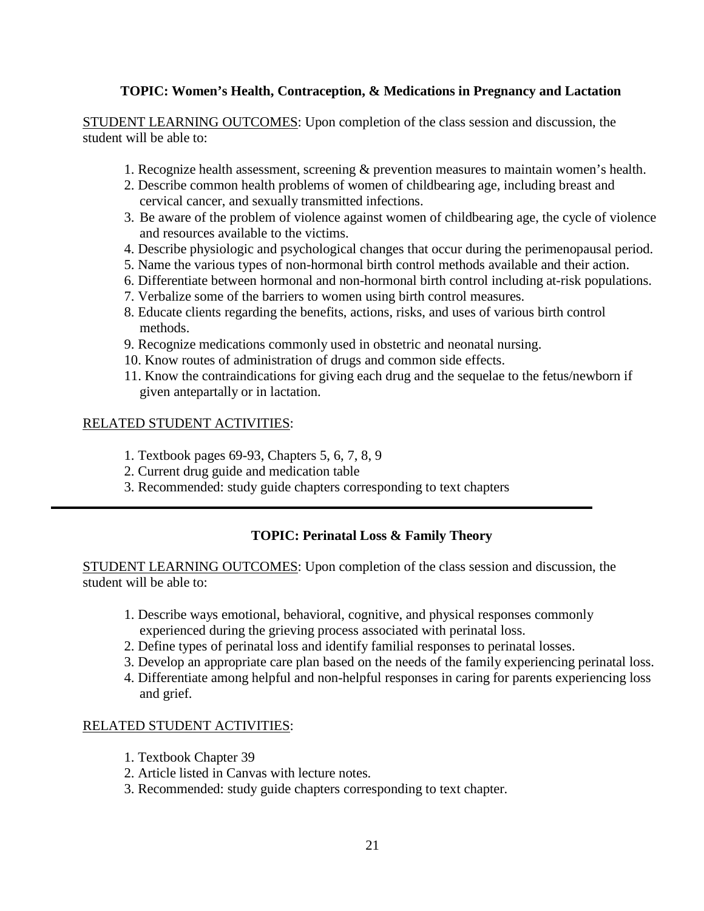### TOPIC: Women's Health, Contraception, & Medications in Pregnancy and Lactation

STUDENT LEARNING OUTCOMES: Upon completion of the class session and discussion, the student will be able to:

1. Recognize health assessment, screening & prevention measures to maintain women's health.
2. Describe common health problems of women of childbearing age, including breast and cervical cancer, and sexually transmitted infections.
3. Be aware of the problem of violence against women of childbearing age, the cycle of violence and resources available to the victims.
4. Describe physiologic and psychological changes that occur during the perimenopausal period.
5. Name the various types of non-hormonal birth control methods available and their action.
6. Differentiate between hormonal and non-hormonal birth control including at-risk populations.
7. Verbalize some of the barriers to women using birth control measures.
8. Educate clients regarding the benefits, actions, risks, and uses of various birth control methods.
9. Recognize medications commonly used in obstetric and neonatal nursing.
10. Know routes of administration of drugs and common side effects.
11. Know the contraindications for giving each drug and the sequelae to the fetus/newborn if given antepartally or in lactation.

RELATED STUDENT ACTIVITIES:

1. Textbook pages 69-93, Chapters 5, 6, 7, 8, 9
2. Current drug guide and medication table
3. Recommended: study guide chapters corresponding to text chapters

---

### TOPIC: Perinatal Loss & Family Theory

STUDENT LEARNING OUTCOMES: Upon completion of the class session and discussion, the student will be able to:

1. Describe ways emotional, behavioral, cognitive, and physical responses commonly experienced during the grieving process associated with perinatal loss.
2. Define types of perinatal loss and identify familial responses to perinatal losses.
3. Develop an appropriate care plan based on the needs of the family experiencing perinatal loss.
4. Differentiate among helpful and non-helpful responses in caring for parents experiencing loss and grief.

RELATED STUDENT ACTIVITIES:

1. Textbook Chapter 39
2. Article listed in Canvas with lecture notes.
3. Recommended: study guide chapters corresponding to text chapter.